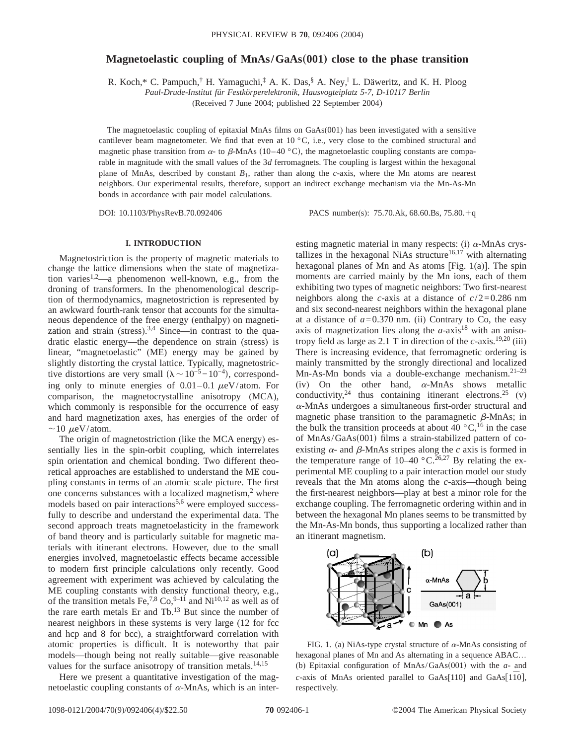# Magnetoelastic coupling of MnAs/GaAs(001) close to the phase transition

R. Koch,* C. Pampuch,† H. Yamaguchi,‡ A. K. Das,§ A. Ney,‖ L. Däweritz, and K. H. Ploog

*Paul-Drude-Institut für Festkörperelektronik, Hausvogteiplatz 5-7, D-10117 Berlin*

(Received 7 June 2004; published 22 September 2004)

The magnetoelastic coupling of epitaxial MnAs films on GaAs(001) has been investigated with a sensitive cantilever beam magnetometer. We find that even at 10 °C, i.e., very close to the combined structural and magnetic phase transition from $\alpha$- to $\beta$-MnAs (10–40 °C), the magnetoelastic coupling constants are comparable in magnitude with the small values of the 3*d* ferromagnets. The coupling is largest within the hexagonal plane of MnAs, described by constant $B_1$, rather than along the *c*-axis, where the Mn atoms are nearest neighbors. Our experimental results, therefore, support an indirect exchange mechanism via the Mn-As-Mn bonds in accordance with pair model calculations.

DOI: 10.1103/PhysRevB.70.092406 PACS number(s): 75.70.Ak, 68.60.Bs, 75.80.+q

## I. INTRODUCTION

Magnetostriction is the property of magnetic materials to change the lattice dimensions when the state of magnetization varies[1,2]—a phenomenon well-known, e.g., from the droning of transformers. In the phenomenological description of thermodynamics, magnetostriction is represented by an awkward fourth-rank tensor that accounts for the simultaneous dependence of the free energy (enthalpy) on magnetization and strain (stress).[3,4] Since—in contrast to the quadratic elastic energy—the dependence on strain (stress) is linear, "magnetoelastic" (ME) energy may be gained by slightly distorting the crystal lattice. Typically, magnetostrictive distortions are very small ($\lambda \sim 10^{-5}-10^{-4}$), corresponding only to minute energies of 0.01–0.1 $\mu$eV/atom. For comparison, the magnetocrystalline anisotropy (MCA), which commonly is responsible for the occurrence of easy and hard magnetization axes, has energies of the order of $\sim$10 $\mu$eV/atom.

The origin of magnetostriction (like the MCA energy) essentially lies in the spin-orbit coupling, which interrelates spin orientation and chemical bonding. Two different theoretical approaches are established to understand the ME coupling constants in terms of an atomic scale picture. The first one concerns substances with a localized magnetism,[2] where models based on pair interactions[5,6] were employed successfully to describe and understand the experimental data. The second approach treats magnetoelasticity in the framework of band theory and is particularly suitable for magnetic materials with itinerant electrons. However, due to the small energies involved, magnetoelastic effects became accessible to modern first principle calculations only recently. Good agreement with experiment was achieved by calculating the ME coupling constants with density functional theory, e.g., of the transition metals Fe,[7,8] Co,[9–11] and Ni[10,12] as well as of the rare earth metals Er and Tb.[13] But since the number of nearest neighbors in these systems is very large (12 for fcc and hcp and 8 for bcc), a straightforward correlation with atomic properties is difficult. It is noteworthy that pair models—though being not really suitable—give reasonable values for the surface anisotropy of transition metals.[14,15]

Here we present a quantitative investigation of the magnetoelastic coupling constants of $\alpha$-MnAs, which is an interesting magnetic material in many respects: (i) $\alpha$-MnAs crystallizes in the hexagonal NiAs structure[16,17] with alternating hexagonal planes of Mn and As atoms [Fig. 1(a)]. The spin moments are carried mainly by the Mn ions, each of them exhibiting two types of magnetic neighbors: Two first-nearest neighbors along the *c*-axis at a distance of $c/2=0.286$ nm and six second-nearest neighbors within the hexagonal plane at a distance of $a=0.370$ nm. (ii) Contrary to Co, the easy axis of magnetization lies along the *a*-axis[18] with an anisotropy field as large as 2.1 T in direction of the *c*-axis.[19,20] (iii) There is increasing evidence, that ferromagnetic ordering is mainly transmitted by the strongly directional and localized Mn-As-Mn bonds via a double-exchange mechanism.[21–23] (iv) On the other hand, $\alpha$-MnAs shows metallic conductivity,[24] thus containing itinerant electrons.[25] (v) $\alpha$-MnAs undergoes a simultaneous first-order structural and magnetic phase transition to the paramagnetic $\beta$-MnAs; in the bulk the transition proceeds at about 40 °C,[16] in the case of MnAs/GaAs(001) films a strain-stabilized pattern of coexisting $\alpha$- and $\beta$-MnAs stripes along the *c* axis is formed in the temperature range of 10–40 °C.[26,27] By relating the experimental ME coupling to a pair interaction model our study reveals that the Mn atoms along the *c*-axis—though being the first-nearest neighbors—play at best a minor role for the exchange coupling. The ferromagnetic ordering within and in between the hexagonal Mn planes seems to be transmitted by the Mn-As-Mn bonds, thus supporting a localized rather than an itinerant magnetism.

FIG. 1. (a) NiAs-type crystal structure of $\alpha$-MnAs consisting of hexagonal planes of Mn and As alternating in a sequence ABAC… (b) Epitaxial configuration of MnAs/GaAs(001) with the *a*- and *c*-axis of MnAs oriented parallel to GaAs[110] and GaAs[$1\bar{1}0$], respectively.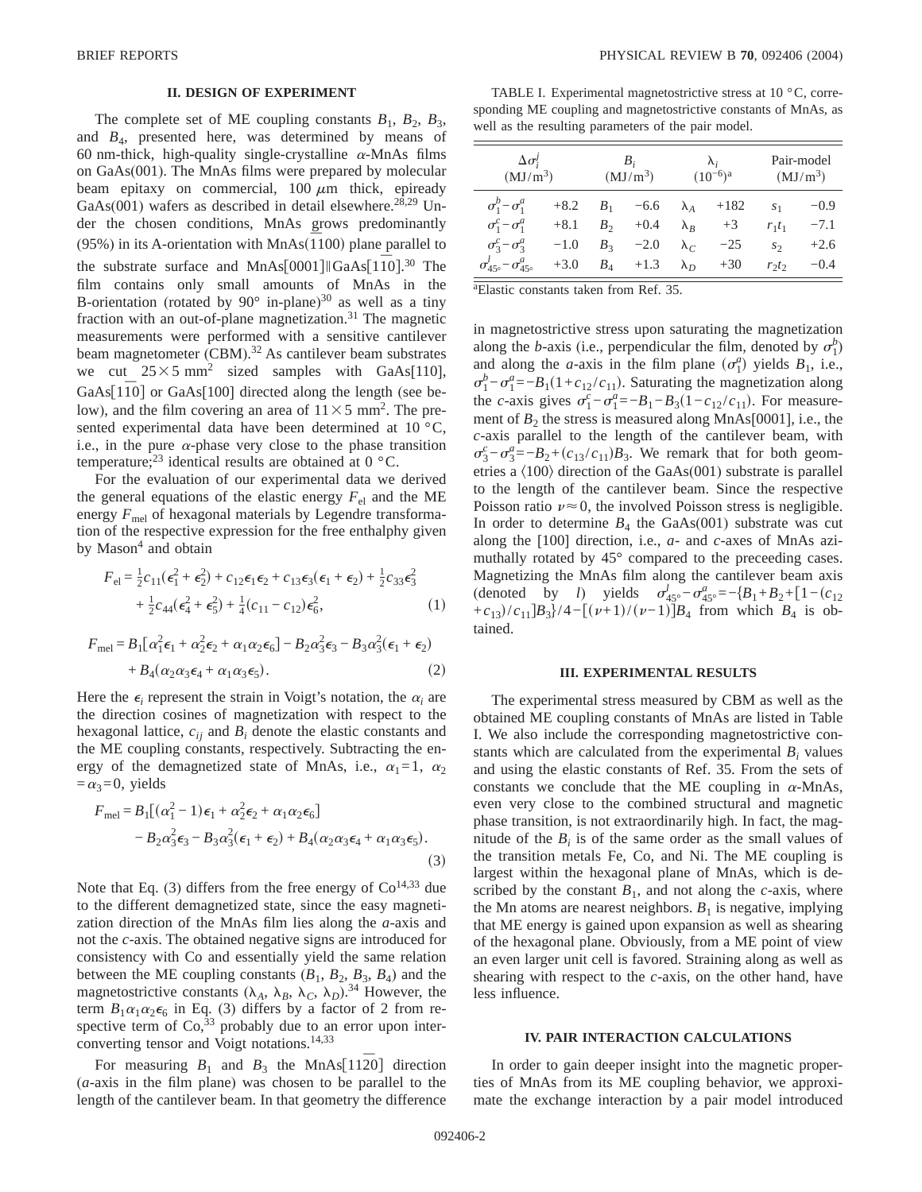## II. DESIGN OF EXPERIMENT

The complete set of ME coupling constants $B_1$, $B_2$, $B_3$, and $B_4$, presented here, was determined by means of 60 nm-thick, high-quality single-crystalline $\alpha$-MnAs films on GaAs(001). The MnAs films were prepared by molecular beam epitaxy on commercial, 100 $\mu$m thick, epiready GaAs(001) wafers as described in detail elsewhere.[28,29] Under the chosen conditions, MnAs grows predominantly (95%) in its A-orientation with MnAs$(\bar{1}100)$ plane parallel to the substrate surface and MnAs[0001]‖GaAs$[1\bar{1}0]$.[30] The film contains only small amounts of MnAs in the B-orientation (rotated by 90° in-plane)[30] as well as a tiny fraction with an out-of-plane magnetization.[31] The magnetic measurements were performed with a sensitive cantilever beam magnetometer (CBM).[32] As cantilever beam substrates we cut $25\times 5$ mm$^2$ sized samples with GaAs[110], GaAs$[1\bar{1}0]$ or GaAs[100] directed along the length (see below), and the film covering an area of $11\times 5$ mm$^2$. The presented experimental data have been determined at 10 °C, i.e., in the pure $\alpha$-phase very close to the phase transition temperature;[23] identical results are obtained at 0 °C.

For the evaluation of our experimental data we derived the general equations of the elastic energy $F_{\mathrm{el}}$ and the ME energy $F_{\mathrm{mel}}$ of hexagonal materials by Legendre transformation of the respective expression for the free enthalpy given by Mason[4] and obtain

$$F_{\mathrm{el}} = \tfrac{1}{2}c_{11}(\epsilon_1^2+\epsilon_2^2) + c_{12}\epsilon_1\epsilon_2 + c_{13}\epsilon_3(\epsilon_1+\epsilon_2) + \tfrac{1}{2}c_{33}\epsilon_3^2 + \tfrac{1}{2}c_{44}(\epsilon_4^2+\epsilon_5^2) + \tfrac{1}{4}(c_{11}-c_{12})\epsilon_6^2, \quad (1)$$

$$F_{\mathrm{mel}} = B_1[\alpha_1^2\epsilon_1 + \alpha_2^2\epsilon_2 + \alpha_1\alpha_2\epsilon_6] - B_2\alpha_3^2\epsilon_3 - B_3\alpha_3^2(\epsilon_1+\epsilon_2) + B_4(\alpha_2\alpha_3\epsilon_4 + \alpha_1\alpha_3\epsilon_5). \quad (2)$$

Here the $\epsilon_i$ represent the strain in Voigt's notation, the $\alpha_i$ are the direction cosines of magnetization with respect to the hexagonal lattice, $c_{ij}$ and $B_i$ denote the elastic constants and the ME coupling constants, respectively. Subtracting the energy of the demagnetized state of MnAs, i.e., $\alpha_1=1$, $\alpha_2=\alpha_3=0$, yields

$$F_{\mathrm{mel}} = B_1[(\alpha_1^2-1)\epsilon_1 + \alpha_2^2\epsilon_2 + \alpha_1\alpha_2\epsilon_6] - B_2\alpha_3^2\epsilon_3 - B_3\alpha_3^2(\epsilon_1+\epsilon_2) + B_4(\alpha_2\alpha_3\epsilon_4 + \alpha_1\alpha_3\epsilon_5). \quad (3)$$

Note that Eq. (3) differs from the free energy of Co[14,33] due to the different demagnetized state, since the easy magnetization direction of the MnAs film lies along the $a$-axis and not the $c$-axis. The obtained negative signs are introduced for consistency with Co and essentially yield the same relation between the ME coupling constants ($B_1$, $B_2$, $B_3$, $B_4$) and the magnetostrictive constants ($\lambda_A$, $\lambda_B$, $\lambda_C$, $\lambda_D$).[34] However, the term $B_1\alpha_1\alpha_2\epsilon_6$ in Eq. (3) differs by a factor of 2 from respective term of Co,[33] probably due to an error upon interconverting tensor and Voigt notations.[14,33]

For measuring $B_1$ and $B_3$ the MnAs$[11\bar{2}0]$ direction ($a$-axis in the film plane) was chosen to be parallel to the length of the cantilever beam. In that geometry the difference in magnetostrictive stress upon saturating the magnetization along the $b$-axis (i.e., perpendicular the film, denoted by $\sigma_1^b$) and along the $a$-axis in the film plane ($\sigma_1^a$) yields $B_1$, i.e., $\sigma_1^b-\sigma_1^a=-B_1(1+c_{12}/c_{11})$. Saturating the magnetization along the $c$-axis gives $\sigma_1^c-\sigma_1^a=-B_1-B_3(1-c_{12}/c_{11})$. For measurement of $B_2$ the stress is measured along MnAs[0001], i.e., the $c$-axis parallel to the length of the cantilever beam, with $\sigma_3^c-\sigma_3^a=-B_2+(c_{13}/c_{11})B_3$. We remark that for both geometries a $\langle 100\rangle$ direction of the GaAs(001) substrate is parallel to the length of the cantilever beam. Since the respective Poisson ratio $\nu\approx 0$, the involved Poisson stress is negligible. In order to determine $B_4$ the GaAs(001) substrate was cut along the [100] direction, i.e., $a$- and $c$-axes of MnAs azimuthally rotated by 45° compared to the preceeding cases. Magnetizing the MnAs film along the cantilever beam axis (denoted by $l$) yields $\sigma_{45°}^l-\sigma_{45°}^a=-\{B_1+B_2+[1-(c_{12}+c_{13})/c_{11}]B_3\}/4-[(\nu+1)/(\nu-1)]B_4$ from which $B_4$ is obtained.

TABLE I. Experimental magnetostrictive stress at 10 °C, corresponding ME coupling and magnetostrictive constants of MnAs, as well as the resulting parameters of the pair model.

| $\Delta\sigma_i^j$ (MJ/m$^3$) | | $B_i$ (MJ/m$^3$) | | $\lambda_i$ ($10^{-6}$)[a] | | Pair-model (MJ/m$^3$) | |
|---|---|---|---|---|---|---|---|
| $\sigma_1^b-\sigma_1^a$ | +8.2 | $B_1$ | −6.6 | $\lambda_A$ | +182 | $s_1$ | −0.9 |
| $\sigma_1^c-\sigma_1^a$ | +8.1 | $B_2$ | +0.4 | $\lambda_B$ | +3 | $r_1t_1$ | −7.1 |
| $\sigma_3^c-\sigma_3^a$ | −1.0 | $B_3$ | −2.0 | $\lambda_C$ | −25 | $s_2$ | +2.6 |
| $\sigma_{45°}^l-\sigma_{45°}^a$ | +3.0 | $B_4$ | +1.3 | $\lambda_D$ | +30 | $r_2t_2$ | −0.4 |

[a]Elastic constants taken from Ref. 35.

## III. EXPERIMENTAL RESULTS

The experimental stress measured by CBM as well as the obtained ME coupling constants of MnAs are listed in Table I. We also include the corresponding magnetostrictive constants which are calculated from the experimental $B_i$ values and using the elastic constants of Ref. 35. From the sets of constants we conclude that the ME coupling in $\alpha$-MnAs, even very close to the combined structural and magnetic phase transition, is not extraordinarily high. In fact, the magnitude of the $B_i$ is of the same order as the small values of the transition metals Fe, Co, and Ni. The ME coupling is largest within the hexagonal plane of MnAs, which is described by the constant $B_1$, and not along the $c$-axis, where the Mn atoms are nearest neighbors. $B_1$ is negative, implying that ME energy is gained upon expansion as well as shearing of the hexagonal plane. Obviously, from a ME point of view an even larger unit cell is favored. Straining along as well as shearing with respect to the $c$-axis, on the other hand, have less influence.

## IV. PAIR INTERACTION CALCULATIONS

In order to gain deeper insight into the magnetic properties of MnAs from its ME coupling behavior, we approximate the exchange interaction by a pair model introduced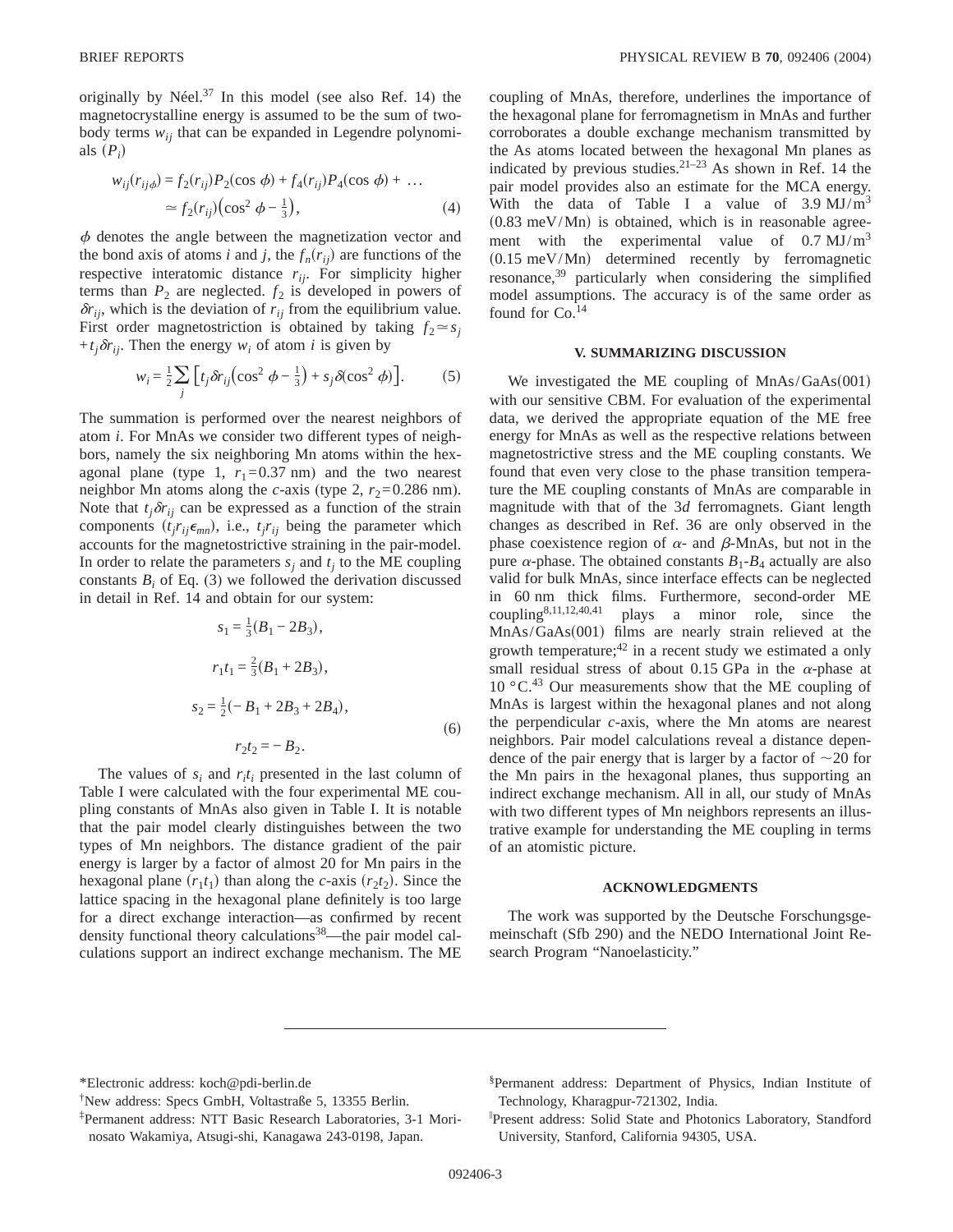originally by Néel.[37] In this model (see also Ref. 14) the magnetocrystalline energy is assumed to be the sum of two-body terms $w_{ij}$ that can be expanded in Legendre polynomials ($P_i$)

$$w_{ij}(r_{ij\phi}) = f_2(r_{ij})P_2(\cos\phi) + f_4(r_{ij})P_4(\cos\phi) + \ldots \simeq f_2(r_{ij})\left(\cos^2\phi - \tfrac{1}{3}\right), \quad (4)$$

$\phi$ denotes the angle between the magnetization vector and the bond axis of atoms $i$ and $j$, the $f_n(r_{ij})$ are functions of the respective interatomic distance $r_{ij}$. For simplicity higher terms than $P_2$ are neglected. $f_2$ is developed in powers of $\delta r_{ij}$, which is the deviation of $r_{ij}$ from the equilibrium value. First order magnetostriction is obtained by taking $f_2 \simeq s_j + t_j \delta r_{ij}$. Then the energy $w_i$ of atom $i$ is given by

$$w_i = \tfrac{1}{2}\sum_j \left[t_j \delta r_{ij}\left(\cos^2\phi - \tfrac{1}{3}\right) + s_j \delta(\cos^2\phi)\right]. \quad (5)$$

The summation is performed over the nearest neighbors of atom $i$. For MnAs we consider two different types of neighbors, namely the six neighboring Mn atoms within the hexagonal plane (type 1, $r_1 = 0.37$ nm) and the two nearest neighbor Mn atoms along the $c$-axis (type 2, $r_2 = 0.286$ nm). Note that $t_j \delta r_{ij}$ can be expressed as a function of the strain components ($t_j r_{ij} \epsilon_{mn}$), i.e., $t_j r_{ij}$ being the parameter which accounts for the magnetostrictive straining in the pair-model. In order to relate the parameters $s_j$ and $t_j$ to the ME coupling constants $B_i$ of Eq. (3) we followed the derivation discussed in detail in Ref. 14 and obtain for our system:

$$s_1 = \tfrac{1}{3}(B_1 - 2B_3),$$

$$r_1 t_1 = \tfrac{2}{3}(B_1 + 2B_3),$$

$$s_2 = \tfrac{1}{2}(-B_1 + 2B_3 + 2B_4),$$

$$r_2 t_2 = -B_2. \quad (6)$$

The values of $s_i$ and $r_i t_i$ presented in the last column of Table I were calculated with the four experimental ME coupling constants of MnAs also given in Table I. It is notable that the pair model clearly distinguishes between the two types of Mn neighbors. The distance gradient of the pair energy is larger by a factor of almost 20 for Mn pairs in the hexagonal plane ($r_1 t_1$) than along the $c$-axis ($r_2 t_2$). Since the lattice spacing in the hexagonal plane definitely is too large for a direct exchange interaction—as confirmed by recent density functional theory calculations[38]—the pair model calculations support an indirect exchange mechanism. The ME coupling of MnAs, therefore, underlines the importance of the hexagonal plane for ferromagnetism in MnAs and further corroborates a double exchange mechanism transmitted by the As atoms located between the hexagonal Mn planes as indicated by previous studies.[21–23] As shown in Ref. 14 the pair model provides also an estimate for the MCA energy. With the data of Table I a value of $3.9\ \mathrm{MJ/m^3}$ ($0.83$ meV/Mn) is obtained, which is in reasonable agreement with the experimental value of $0.7\ \mathrm{MJ/m^3}$ ($0.15$ meV/Mn) determined recently by ferromagnetic resonance,[39] particularly when considering the simplified model assumptions. The accuracy is of the same order as found for Co.[14]

## V. SUMMARIZING DISCUSSION

We investigated the ME coupling of MnAs/GaAs(001) with our sensitive CBM. For evaluation of the experimental data, we derived the appropriate equation of the ME free energy for MnAs as well as the respective relations between magnetostrictive stress and the ME coupling constants. We found that even very close to the phase transition temperature the ME coupling constants of MnAs are comparable in magnitude with that of the 3$d$ ferromagnets. Giant length changes as described in Ref. 36 are only observed in the phase coexistence region of $\alpha$- and $\beta$-MnAs, but not in the pure $\alpha$-phase. The obtained constants $B_1$-$B_4$ actually are also valid for bulk MnAs, since interface effects can be neglected in 60 nm thick films. Furthermore, second-order ME coupling[8,11,12,40,41] plays a minor role, since the MnAs/GaAs(001) films are nearly strain relieved at the growth temperature;[42] in a recent study we estimated a only small residual stress of about 0.15 GPa in the $\alpha$-phase at 10 °C.[43] Our measurements show that the ME coupling of MnAs is largest within the hexagonal planes and not along the perpendicular $c$-axis, where the Mn atoms are nearest neighbors. Pair model calculations reveal a distance dependence of the pair energy that is larger by a factor of $\sim 20$ for the Mn pairs in the hexagonal planes, thus supporting an indirect exchange mechanism. All in all, our study of MnAs with two different types of Mn neighbors represents an illustrative example for understanding the ME coupling in terms of an atomistic picture.

## ACKNOWLEDGMENTS

The work was supported by the Deutsche Forschungsgemeinschaft (Sfb 290) and the NEDO International Joint Research Program "Nanoelasticity."

---

*Electronic address: koch@pdi-berlin.de

†New address: Specs GmbH, Voltastraße 5, 13355 Berlin.

‡Permanent address: NTT Basic Research Laboratories, 3-1 Morinosato Wakamiya, Atsugi-shi, Kanagawa 243-0198, Japan.

§Permanent address: Department of Physics, Indian Institute of Technology, Kharagpur-721302, India.

‖Present address: Solid State and Photonics Laboratory, Standford University, Stanford, California 94305, USA.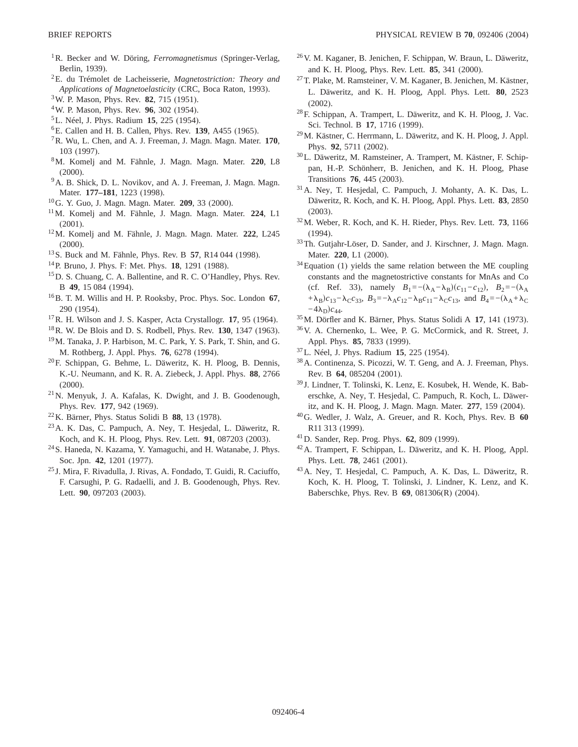[1] R. Becker and W. Döring, *Ferromagnetismus* (Springer-Verlag, Berlin, 1939).

[2] E. du Trémolet de Lacheisserie, *Magnetostriction: Theory and Applications of Magnetoelasticity* (CRC, Boca Raton, 1993).

[3] W. P. Mason, Phys. Rev. **82**, 715 (1951).

[4] W. P. Mason, Phys. Rev. **96**, 302 (1954).

[5] L. Néel, J. Phys. Radium **15**, 225 (1954).

[6] E. Callen and H. B. Callen, Phys. Rev. **139**, A455 (1965).

[7] R. Wu, L. Chen, and A. J. Freeman, J. Magn. Magn. Mater. **170**, 103 (1997).

[8] M. Komelj and M. Fähnle, J. Magn. Magn. Mater. **220**, L8 (2000).

[9] A. B. Shick, D. L. Novikov, and A. J. Freeman, J. Magn. Magn. Mater. **177–181**, 1223 (1998).

[10] G. Y. Guo, J. Magn. Magn. Mater. **209**, 33 (2000).

[11] M. Komelj and M. Fähnle, J. Magn. Magn. Mater. **224**, L1 (2001).

[12] M. Komelj and M. Fähnle, J. Magn. Magn. Mater. **222**, L245 (2000).

[13] S. Buck and M. Fähnle, Phys. Rev. B **57**, R14 044 (1998).

[14] P. Bruno, J. Phys. F: Met. Phys. **18**, 1291 (1988).

[15] D. S. Chuang, C. A. Ballentine, and R. C. O'Handley, Phys. Rev. B **49**, 15 084 (1994).

[16] B. T. M. Willis and H. P. Rooksby, Proc. Phys. Soc. London **67**, 290 (1954).

[17] R. H. Wilson and J. S. Kasper, Acta Crystallogr. **17**, 95 (1964).

[18] R. W. De Blois and D. S. Rodbell, Phys. Rev. **130**, 1347 (1963).

[19] M. Tanaka, J. P. Harbison, M. C. Park, Y. S. Park, T. Shin, and G. M. Rothberg, J. Appl. Phys. **76**, 6278 (1994).

[20] F. Schippan, G. Behme, L. Däweritz, K. H. Ploog, B. Dennis, K.-U. Neumann, and K. R. A. Ziebeck, J. Appl. Phys. **88**, 2766 (2000).

[21] N. Menyuk, J. A. Kafalas, K. Dwight, and J. B. Goodenough, Phys. Rev. **177**, 942 (1969).

[22] K. Bärner, Phys. Status Solidi B **88**, 13 (1978).

[23] A. K. Das, C. Pampuch, A. Ney, T. Hesjedal, L. Däweritz, R. Koch, and K. H. Ploog, Phys. Rev. Lett. **91**, 087203 (2003).

[24] S. Haneda, N. Kazama, Y. Yamaguchi, and H. Watanabe, J. Phys. Soc. Jpn. **42**, 1201 (1977).

[25] J. Mira, F. Rivadulla, J. Rivas, A. Fondado, T. Guidi, R. Caciuffo, F. Carsughi, P. G. Radaelli, and J. B. Goodenough, Phys. Rev. Lett. **90**, 097203 (2003).

[26] V. M. Kaganer, B. Jenichen, F. Schippan, W. Braun, L. Däweritz, and K. H. Ploog, Phys. Rev. Lett. **85**, 341 (2000).

[27] T. Plake, M. Ramsteiner, V. M. Kaganer, B. Jenichen, M. Kästner, L. Däweritz, and K. H. Ploog, Appl. Phys. Lett. **80**, 2523 (2002).

[28] F. Schippan, A. Trampert, L. Däweritz, and K. H. Ploog, J. Vac. Sci. Technol. B **17**, 1716 (1999).

[29] M. Kästner, C. Herrmann, L. Däweritz, and K. H. Ploog, J. Appl. Phys. **92**, 5711 (2002).

[30] L. Däweritz, M. Ramsteiner, A. Trampert, M. Kästner, F. Schippan, H.-P. Schönherr, B. Jenichen, and K. H. Ploog, Phase Transitions **76**, 445 (2003).

[31] A. Ney, T. Hesjedal, C. Pampuch, J. Mohanty, A. K. Das, L. Däweritz, R. Koch, and K. H. Ploog, Appl. Phys. Lett. **83**, 2850 (2003).

[32] M. Weber, R. Koch, and K. H. Rieder, Phys. Rev. Lett. **73**, 1166 (1994).

[33] Th. Gutjahr-Löser, D. Sander, and J. Kirschner, J. Magn. Magn. Mater. **220**, L1 (2000).

[34] Equation (1) yields the same relation between the ME coupling constants and the magnetostrictive constants for MnAs and Co (cf. Ref. 33), namely $B_1 = -(\lambda_A - \lambda_B)(c_{11} - c_{12})$, $B_2 = -(\lambda_A + \lambda_B)c_{13} - \lambda_C c_{33}$, $B_3 = -\lambda_A c_{12} - \lambda_B c_{11} - \lambda_C c_{13}$, and $B_4 = -(\lambda_A + \lambda_C - 4\lambda_D)c_{44}$.

[35] M. Dörfler and K. Bärner, Phys. Status Solidi A **17**, 141 (1973).

[36] V. A. Chernenko, L. Wee, P. G. McCormick, and R. Street, J. Appl. Phys. **85**, 7833 (1999).

[37] L. Néel, J. Phys. Radium **15**, 225 (1954).

[38] A. Continenza, S. Picozzi, W. T. Geng, and A. J. Freeman, Phys. Rev. B **64**, 085204 (2001).

[39] J. Lindner, T. Tolinski, K. Lenz, E. Kosubek, H. Wende, K. Baberschke, A. Ney, T. Hesjedal, C. Pampuch, R. Koch, L. Däweritz, and K. H. Ploog, J. Magn. Magn. Mater. **277**, 159 (2004).

[40] G. Wedler, J. Walz, A. Greuer, and R. Koch, Phys. Rev. B **60** R11 313 (1999).

[41] D. Sander, Rep. Prog. Phys. **62**, 809 (1999).

[42] A. Trampert, F. Schippan, L. Däweritz, and K. H. Ploog, Appl. Phys. Lett. **78**, 2461 (2001).

[43] A. Ney, T. Hesjedal, C. Pampuch, A. K. Das, L. Däweritz, R. Koch, K. H. Ploog, T. Tolinski, J. Lindner, K. Lenz, and K. Baberschke, Phys. Rev. B **69**, 081306(R) (2004).